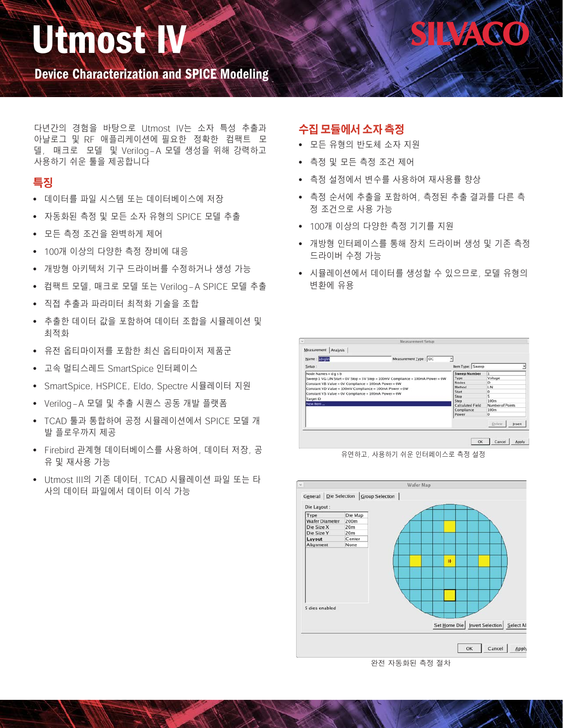# Utmost IV

## Device Characterization and SPICE Modeling

다년간의 경험을 바탕으로 Utmost IV는 소자 특성 추출과 아날로그 및 RF 애플리케이션에 필요한 정확한 컴팩트 모델, 매크로 모델 및 Verilog-A 모델 생성을 위해 강력하고 사용하기 쉬운 툴을 제공합니다

## 특징

- 데이터를 파일 시스템 또는 데이터베이스에 저장
- 자동화된 측정 및 모든 소자 유형의 SPICE 모델 추출
- 모든 측정 조건을 완벽하게 제어
- 100개 이상의 다양한 측정 장비에 대응
- 개방형 아키텍처 기구 드라이버를 수정하거나 생성 가능
- 컴팩트 모델, 매크로 모델 또는 Verilog-A SPICE 모델 추출
- 직접 추출과 파라미터 최적화 기술을 조합
- 추출한 데이터 값을 포함하여 데이터 조합을 시뮬레이션 및 최적화
- 유전 옵티마이저를 포함한 최신 옵티마이저 제품군
- 고속 멀티스레드 SmartSpice 인터페이스
- SmartSpice, HSPICE, Eldo, Spectre 시뮬레이터 지원
- Verilog-A 모델 및 추출 시퀀스 공동 개발 플랫폼
- TCAD 툴과 통합하여 공정 시뮬레이션에서 SPICE 모델 개발 플로우까지 제공
- Firebird 관계형 데이터베이스를 사용하여, 데이터 저장, 공유 및 재사용 가능
- Utmost III의 기존 데이터, TCAD 시뮬레이션 파일 또는 타사의 데이터 파일에서 데이터 이식 가능

## 수집 모듈에서 소자 측정

- 모든 유형의 반도체 소자 지원
- 측정 및 모든 측정 조건 제어
- 측정 설정에서 변수를 사용하여 재사용률 향상
- 측정 순서에 추출을 포함하여, 측정된 추출 결과를 다른 측정 조건으로 사용 가능
- 100개 이상의 다양한 측정 기기를 지원
- 개방형 인터페이스를 통해 장치 드라이버 생성 및 기존 측정 드라이버 수정 가능
- 시뮬레이션에서 데이터를 생성할 수 있으므로, 모델 유형의 변환에 유용

유연하고, 사용하기 쉬운 인터페이스로 측정 설정

완전 자동화된 측정 절차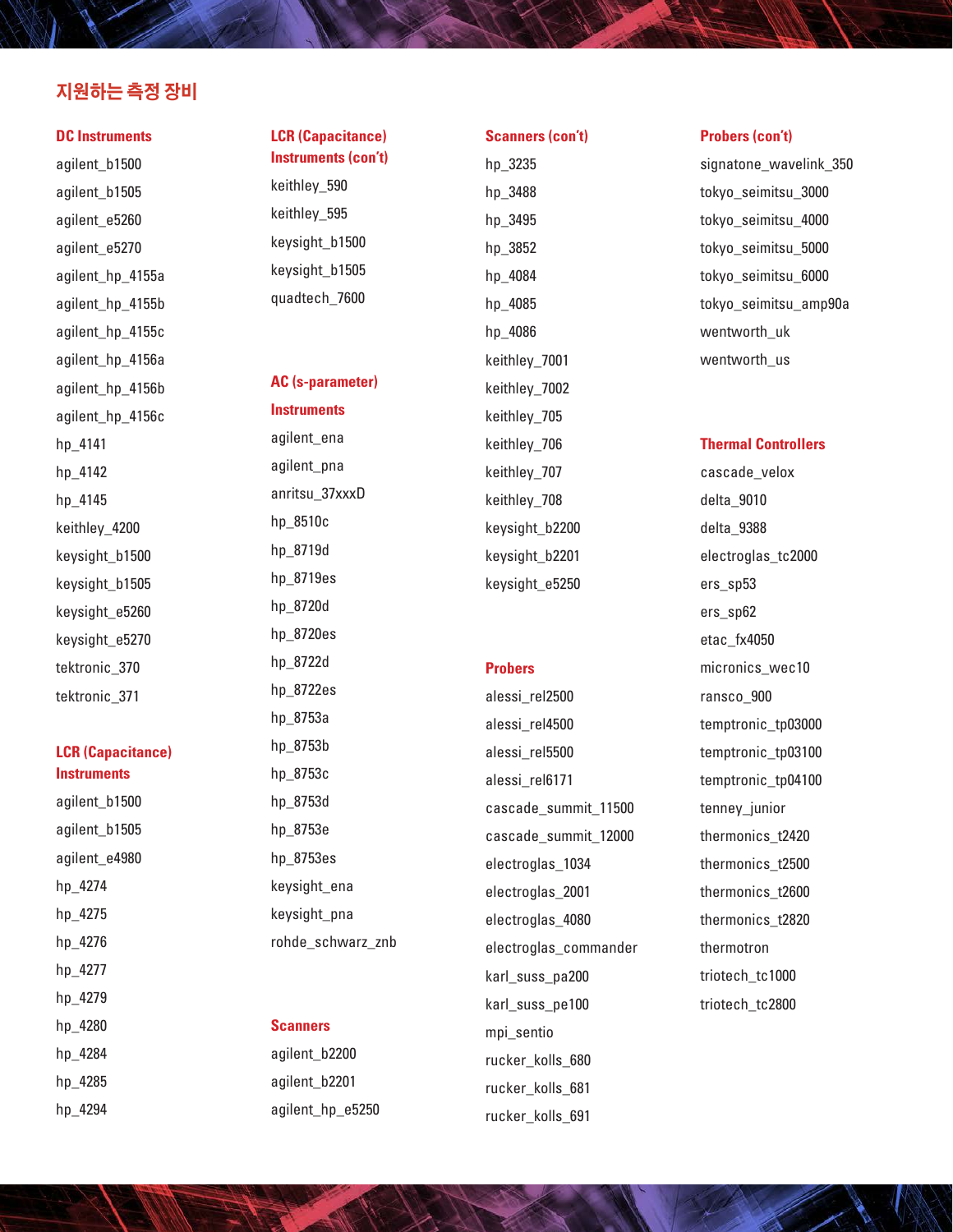## 지원하는 측정 장비

### DC Instruments

agilent_b1500
agilent_b1505
agilent_e5260
agilent_e5270
agilent_hp_4155a
agilent_hp_4155b
agilent_hp_4155c
agilent_hp_4156a
agilent_hp_4156b
agilent_hp_4156c
hp_4141
hp_4142
hp_4145
keithley_4200
keysight_b1500
keysight_b1505
keysight_e5260
keysight_e5270
tektronic_370
tektronic_371

### LCR (Capacitance) Instruments

agilent_b1500
agilent_b1505
agilent_e4980
hp_4274
hp_4275
hp_4276
hp_4277
hp_4279
hp_4280
hp_4284
hp_4285
hp_4294

### LCR (Capacitance) Instruments (con't)

keithley_590
keithley_595
keysight_b1500
keysight_b1505
quadtech_7600

### AC (s-parameter) Instruments

agilent_ena
agilent_pna
anritsu_37xxxD
hp_8510c
hp_8719d
hp_8719es
hp_8720d
hp_8720es
hp_8722d
hp_8722es
hp_8753a
hp_8753b
hp_8753c
hp_8753d
hp_8753e
hp_8753es
keysight_ena
keysight_pna
rohde_schwarz_znb

### Scanners

agilent_b2200
agilent_b2201
agilent_hp_e5250

### Scanners (con't)

hp_3235
hp_3488
hp_3495
hp_3852
hp_4084
hp_4085
hp_4086
keithley_7001
keithley_7002
keithley_705
keithley_706
keithley_707
keithley_708
keysight_b2200
keysight_b2201
keysight_e5250

### Probers

alessi_rel2500
alessi_rel4500
alessi_rel5500
alessi_rel6171
cascade_summit_11500
cascade_summit_12000
electroglas_1034
electroglas_2001
electroglas_4080
electroglas_commander
karl_suss_pa200
karl_suss_pe100
mpi_sentio
rucker_kolls_680
rucker_kolls_681
rucker_kolls_691

### Probers (con't)

signatone_wavelink_350
tokyo_seimitsu_3000
tokyo_seimitsu_4000
tokyo_seimitsu_5000
tokyo_seimitsu_6000
tokyo_seimitsu_amp90a
wentworth_uk
wentworth_us

### Thermal Controllers

cascade_velox
delta_9010
delta_9388
electroglas_tc2000
ers_sp53
ers_sp62
etac_fx4050
micronics_wec10
ransco_900
temptronic_tp03000
temptronic_tp03100
temptronic_tp04100
tenney_junior
thermonics_t2420
thermonics_t2500
thermonics_t2600
thermonics_t2820
thermotron
triotech_tc1000
triotech_tc2800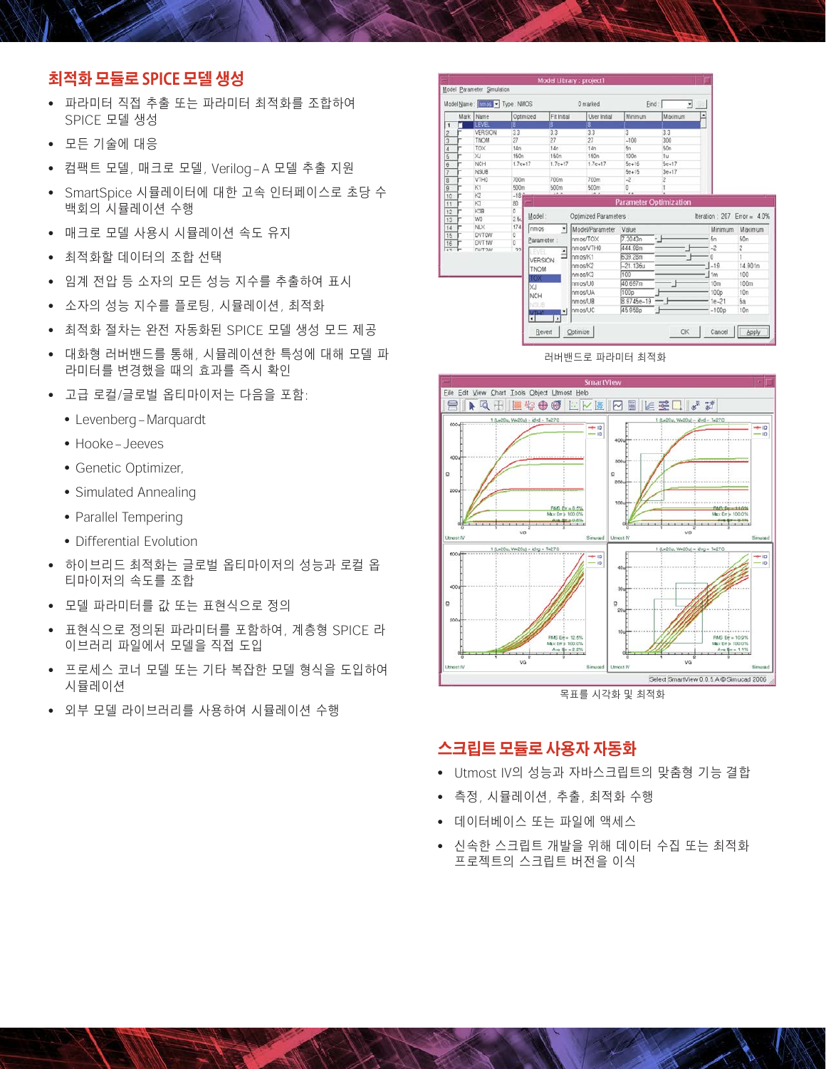## 최적화 모듈로 SPICE 모델 생성

- 파라미터 직접 추출 또는 파라미터 최적화를 조합하여 SPICE 모델 생성
- 모든 기술에 대응
- 컴팩트 모델, 매크로 모델, Verilog–A 모델 추출 지원
- SmartSpice 시뮬레이터에 대한 고속 인터페이스로 초당 수백회의 시뮬레이션 수행
- 매크로 모델 사용시 시뮬레이션 속도 유지
- 최적화할 데이터의 조합 선택
- 임계 전압 등 소자의 모든 성능 지수를 추출하여 표시
- 소자의 성능 지수를 플로팅, 시뮬레이션, 최적화
- 최적화 절차는 완전 자동화된 SPICE 모델 생성 모드 제공
- 대화형 러버밴드를 통해, 시뮬레이션한 특성에 대해 모델 파라미터를 변경했을 때의 효과를 즉시 확인
- 고급 로컬/글로벌 옵티마이저는 다음을 포함:
  - Levenberg–Marquardt
  - Hooke–Jeeves
  - Genetic Optimizer,
  - Simulated Annealing
  - Parallel Tempering
  - Differential Evolution
- 하이브리드 최적화는 글로벌 옵티마이저의 성능과 로컬 옵티마이저의 속도를 조합
- 모델 파라미터를 값 또는 표현식으로 정의
- 표현식으로 정의된 파라미터를 포함하여, 계층형 SPICE 라이브러리 파일에서 모델을 직접 도입
- 프로세스 코너 모델 또는 기타 복잡한 모델 형식을 도입하여 시뮬레이션
- 외부 모델 라이브러리를 사용하여 시뮬레이션 수행

러버밴드로 파라미터 최적화

목표를 시각화 및 최적화

## 스크립트 모듈로 사용자 자동화

- Utmost IV의 성능과 자바스크립트의 맞춤형 기능 결합
- 측정, 시뮬레이션, 추출, 최적화 수행
- 데이터베이스 또는 파일에 액세스
- 신속한 스크립트 개발을 위해 데이터 수집 또는 최적화 프로젝트의 스크립트 버전을 이식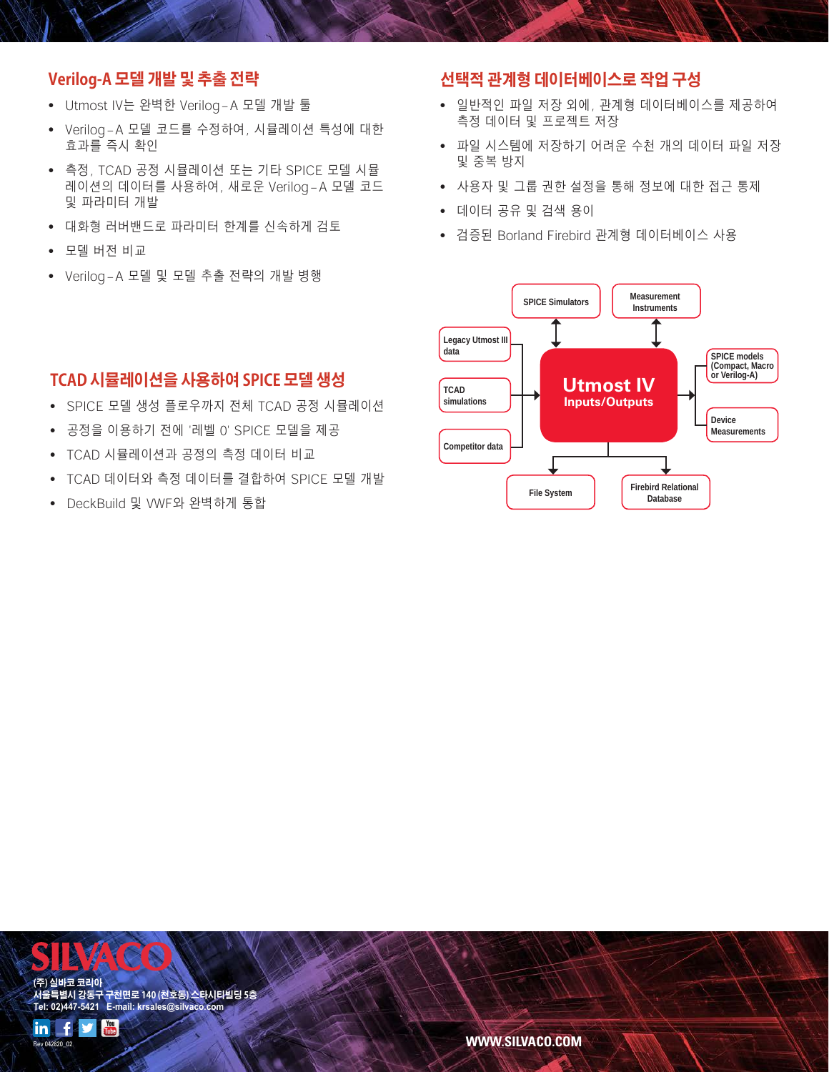## Verilog-A 모델 개발 및 추출 전략

- Utmost IV는 완벽한 Verilog-A 모델 개발 툴
- Verilog-A 모델 코드를 수정하여, 시뮬레이션 특성에 대한 효과를 즉시 확인
- 측정, TCAD 공정 시뮬레이션 또는 기타 SPICE 모델 시뮬레이션의 데이터를 사용하여, 새로운 Verilog-A 모델 코드 및 파라미터 개발
- 대화형 러버밴드로 파라미터 한계를 신속하게 검토
- 모델 버전 비교
- Verilog-A 모델 및 모델 추출 전략의 개발 병행

## TCAD 시뮬레이션을 사용하여 SPICE 모델 생성

- SPICE 모델 생성 플로우까지 전체 TCAD 공정 시뮬레이션
- 공정을 이용하기 전에 '레벨 0' SPICE 모델을 제공
- TCAD 시뮬레이션과 공정의 측정 데이터 비교
- TCAD 데이터와 측정 데이터를 결합하여 SPICE 모델 개발
- DeckBuild 및 VWF와 완벽하게 통합

## 선택적 관계형 데이터베이스로 작업 구성

- 일반적인 파일 저장 외에, 관계형 데이터베이스를 제공하여 측정 데이터 및 프로젝트 저장
- 파일 시스템에 저장하기 어려운 수천 개의 데이터 파일 저장 및 중복 방지
- 사용자 및 그룹 권한 설정을 통해 정보에 대한 접근 통제
- 데이터 공유 및 검색 용이
- 검증된 Borland Firebird 관계형 데이터베이스 사용

SPICE Simulators
Measurement Instruments
Legacy Utmost III data
TCAD simulations
Competitor data
Utmost IV
Inputs/Outputs
SPICE models (Compact, Macro or Verilog-A)
Device Measurements
File System
Firebird Relational Database

(주) 실바코 코리아
서울특별시 강동구 구천면로 140 (천호동) 스타시티빌딩 5층
Tel: 02)447-5421 E-mail: krsales@silvaco.com

Rev 042820_02

WWW.SILVACO.COM